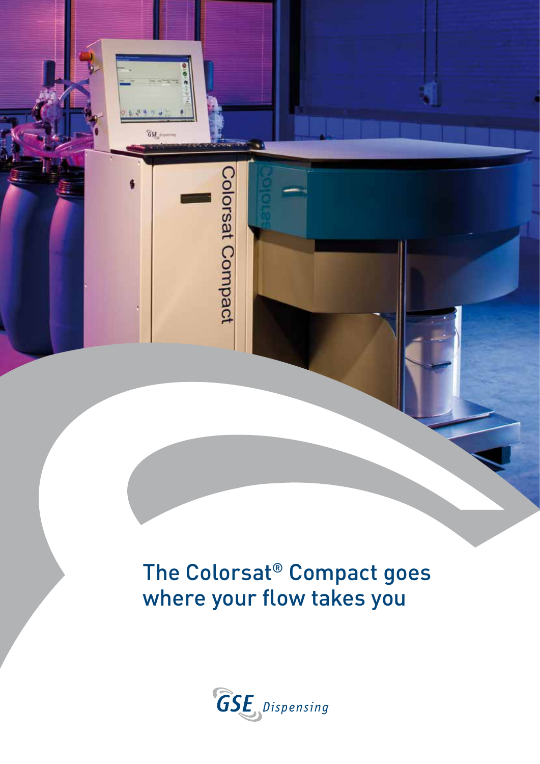# The Colorsat® Compact goes where your flow takes you

GSE Dispensing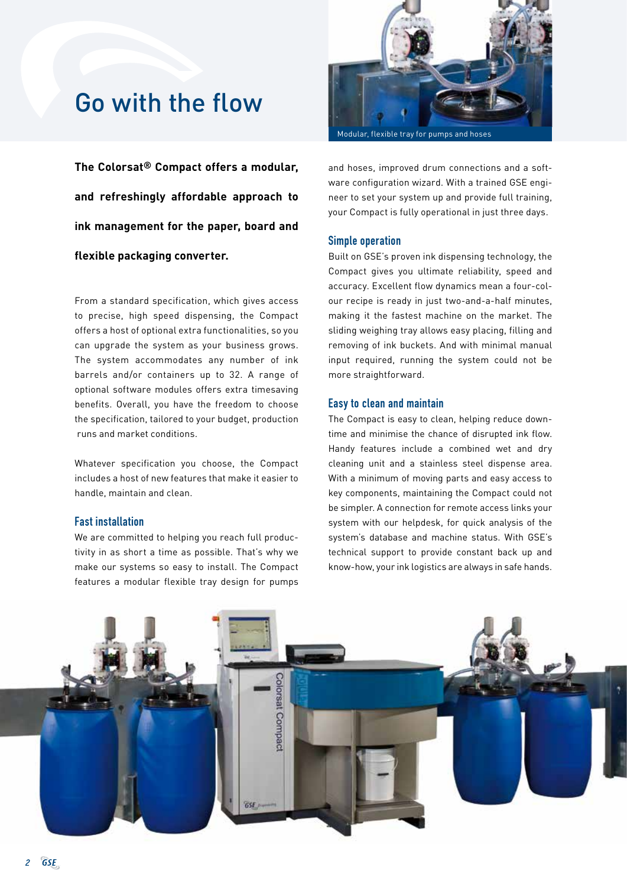# Go with the flow

Modular, flexible tray for pumps and hoses

**The Colorsat® Compact offers a modular, and refreshingly affordable approach to ink management for the paper, board and flexible packaging converter.**

From a standard specification, which gives access to precise, high speed dispensing, the Compact offers a host of optional extra functionalities, so you can upgrade the system as your business grows. The system accommodates any number of ink barrels and/or containers up to 32. A range of optional software modules offers extra timesaving benefits. Overall, you have the freedom to choose the specification, tailored to your budget, production runs and market conditions.

Whatever specification you choose, the Compact includes a host of new features that make it easier to handle, maintain and clean.

### Fast installation

We are committed to helping you reach full productivity in as short a time as possible. That's why we make our systems so easy to install. The Compact features a modular flexible tray design for pumps and hoses, improved drum connections and a software configuration wizard. With a trained GSE engineer to set your system up and provide full training, your Compact is fully operational in just three days.

### Simple operation

Built on GSE's proven ink dispensing technology, the Compact gives you ultimate reliability, speed and accuracy. Excellent flow dynamics mean a four-colour recipe is ready in just two-and-a-half minutes, making it the fastest machine on the market. The sliding weighing tray allows easy placing, filling and removing of ink buckets. And with minimal manual input required, running the system could not be more straightforward.

### Easy to clean and maintain

The Compact is easy to clean, helping reduce downtime and minimise the chance of disrupted ink flow. Handy features include a combined wet and dry cleaning unit and a stainless steel dispense area. With a minimum of moving parts and easy access to key components, maintaining the Compact could not be simpler. A connection for remote access links your system with our helpdesk, for quick analysis of the system's database and machine status. With GSE's technical support to provide constant back up and know-how, your ink logistics are always in safe hands.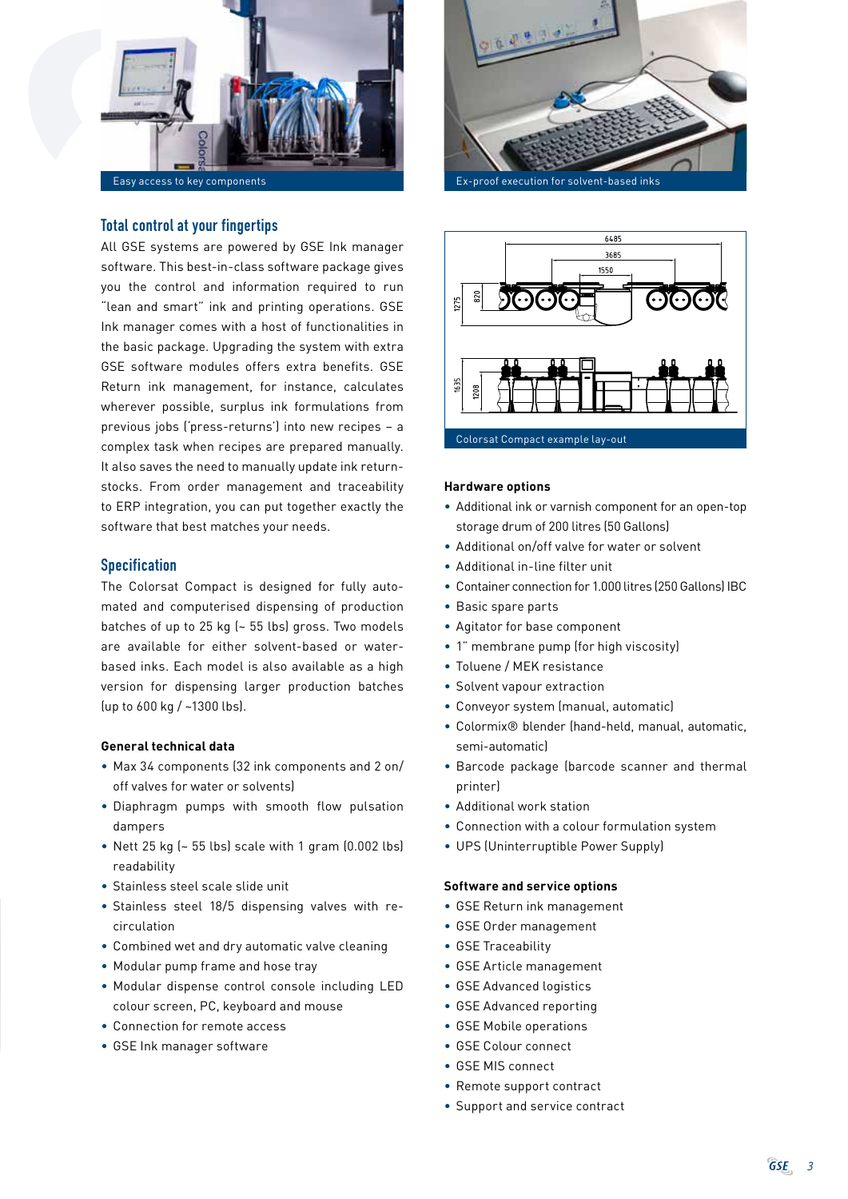Easy access to key components

Ex-proof execution for solvent-based inks

## Total control at your fingertips

All GSE systems are powered by GSE Ink manager software. This best-in-class software package gives you the control and information required to run "lean and smart" ink and printing operations. GSE Ink manager comes with a host of functionalities in the basic package. Upgrading the system with extra GSE software modules offers extra benefits. GSE Return ink management, for instance, calculates wherever possible, surplus ink formulations from previous jobs ('press-returns') into new recipes – a complex task when recipes are prepared manually. It also saves the need to manually update ink return-stocks. From order management and traceability to ERP integration, you can put together exactly the software that best matches your needs.

## Specification

The Colorsat Compact is designed for fully automated and computerised dispensing of production batches of up to 25 kg (~ 55 lbs) gross. Two models are available for either solvent-based or water-based inks. Each model is also available as a high version for dispensing larger production batches (up to 600 kg / ~1300 lbs).

### General technical data

- Max 34 components (32 ink components and 2 on/off valves for water or solvents)
- Diaphragm pumps with smooth flow pulsation dampers
- Nett 25 kg (~ 55 lbs) scale with 1 gram (0.002 lbs) readability
- Stainless steel scale slide unit
- Stainless steel 18/5 dispensing valves with re-circulation
- Combined wet and dry automatic valve cleaning
- Modular pump frame and hose tray
- Modular dispense control console including LED colour screen, PC, keyboard and mouse
- Connection for remote access
- GSE Ink manager software

Colorsat Compact example lay-out

### Hardware options

- Additional ink or varnish component for an open-top storage drum of 200 litres (50 Gallons)
- Additional on/off valve for water or solvent
- Additional in-line filter unit
- Container connection for 1.000 litres (250 Gallons) IBC
- Basic spare parts
- Agitator for base component
- 1" membrane pump (for high viscosity)
- Toluene / MEK resistance
- Solvent vapour extraction
- Conveyor system (manual, automatic)
- Colormix® blender (hand-held, manual, automatic, semi-automatic)
- Barcode package (barcode scanner and thermal printer)
- Additional work station
- Connection with a colour formulation system
- UPS (Uninterruptible Power Supply)

### Software and service options

- GSE Return ink management
- GSE Order management
- GSE Traceability
- GSE Article management
- GSE Advanced logistics
- GSE Advanced reporting
- GSE Mobile operations
- GSE Colour connect
- GSE MIS connect
- Remote support contract
- Support and service contract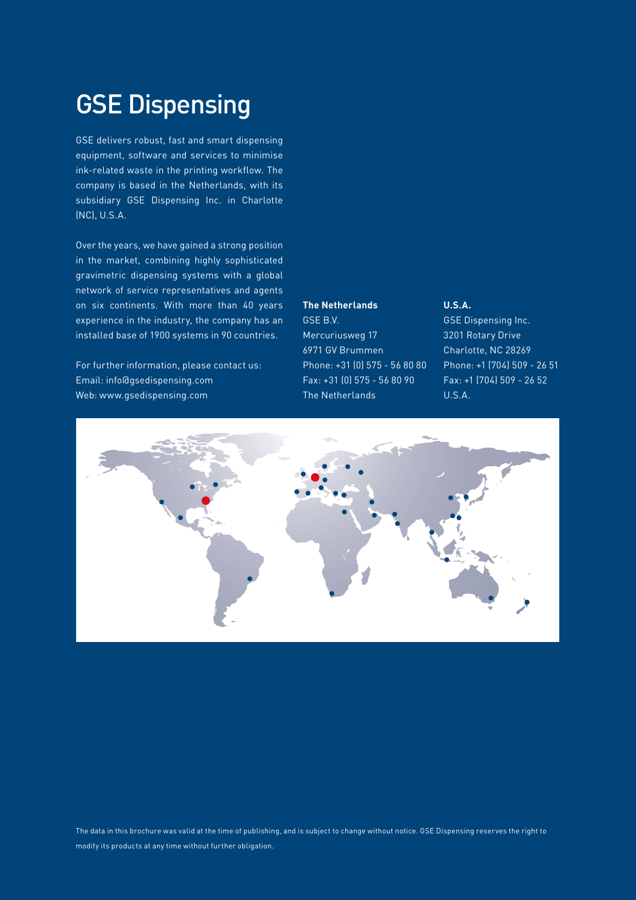# GSE Dispensing

GSE delivers robust, fast and smart dispensing equipment, software and services to minimise ink-related waste in the printing workflow. The company is based in the Netherlands, with its subsidiary GSE Dispensing Inc. in Charlotte (NC), U.S.A.

Over the years, we have gained a strong position in the market, combining highly sophisticated gravimetric dispensing systems with a global network of service representatives and agents on six continents. With more than 40 years experience in the industry, the company has an installed base of 1900 systems in 90 countries.

For further information, please contact us:
Email: info@gsedispensing.com
Web: www.gsedispensing.com

**The Netherlands**
GSE B.V.
Mercuriusweg 17
6971 GV Brummen
Phone: +31 (0) 575 - 56 80 80
Fax: +31 (0) 575 - 56 80 90
The Netherlands

**U.S.A.**
GSE Dispensing Inc.
3201 Rotary Drive
Charlotte, NC 28269
Phone: +1 (704) 509 - 26 51
Fax: +1 (704) 509 - 26 52
U.S.A.

The data in this brochure was valid at the time of publishing, and is subject to change without notice. GSE Dispensing reserves the right to modify its products at any time without further obligation.